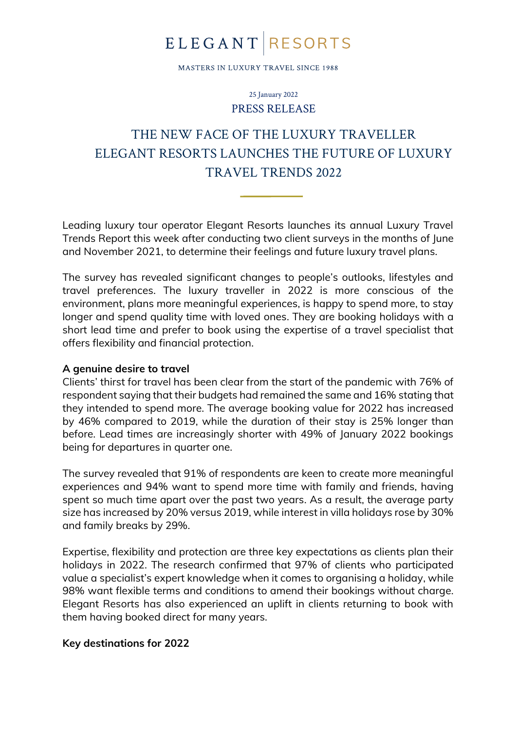ELEGANT | RESORTS

MASTERS IN LUXURY TRAVEL SINCE 1988

25 January 2022

PRESS RELEASE

# THE NEW FACE OF THE LUXURY TRAVELLER ELEGANT RESORTS LAUNCHES THE FUTURE OF LUXURY TRAVEL TRENDS 2022

Leading luxury tour operator Elegant Resorts launches its annual Luxury Travel Trends Report this week after conducting two client surveys in the months of June and November 2021, to determine their feelings and future luxury travel plans.

The survey has revealed significant changes to people's outlooks, lifestyles and travel preferences. The luxury traveller in 2022 is more conscious of the environment, plans more meaningful experiences, is happy to spend more, to stay longer and spend quality time with loved ones. They are booking holidays with a short lead time and prefer to book using the expertise of a travel specialist that offers flexibility and financial protection.

**A genuine desire to travel**

Clients' thirst for travel has been clear from the start of the pandemic with 76% of respondent saying that their budgets had remained the same and 16% stating that they intended to spend more. The average booking value for 2022 has increased by 46% compared to 2019, while the duration of their stay is 25% longer than before. Lead times are increasingly shorter with 49% of January 2022 bookings being for departures in quarter one.

The survey revealed that 91% of respondents are keen to create more meaningful experiences and 94% want to spend more time with family and friends, having spent so much time apart over the past two years. As a result, the average party size has increased by 20% versus 2019, while interest in villa holidays rose by 30% and family breaks by 29%.

Expertise, flexibility and protection are three key expectations as clients plan their holidays in 2022. The research confirmed that 97% of clients who participated value a specialist's expert knowledge when it comes to organising a holiday, while 98% want flexible terms and conditions to amend their bookings without charge. Elegant Resorts has also experienced an uplift in clients returning to book with them having booked direct for many years.

**Key destinations for 2022**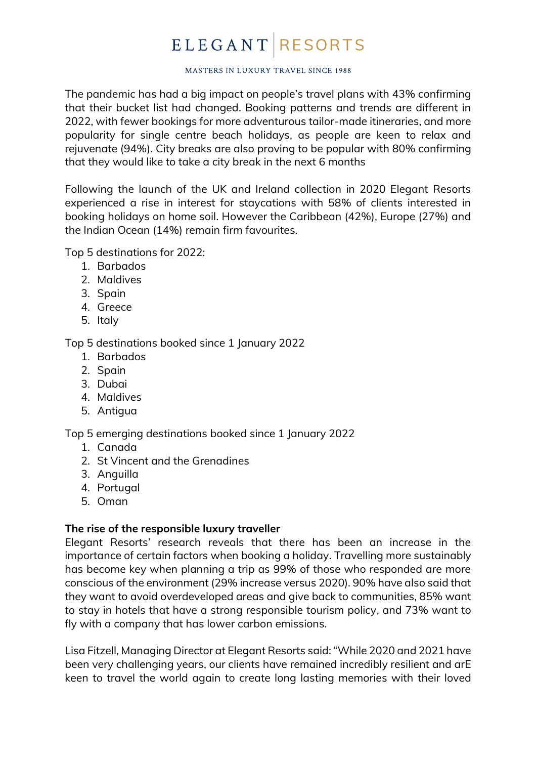The pandemic has had a big impact on people's travel plans with 43% confirming that their bucket list had changed. Booking patterns and trends are different in 2022, with fewer bookings for more adventurous tailor-made itineraries, and more popularity for single centre beach holidays, as people are keen to relax and rejuvenate (94%). City breaks are also proving to be popular with 80% confirming that they would like to take a city break in the next 6 months

Following the launch of the UK and Ireland collection in 2020 Elegant Resorts experienced a rise in interest for staycations with 58% of clients interested in booking holidays on home soil. However the Caribbean (42%), Europe (27%) and the Indian Ocean (14%) remain firm favourites.

Top 5 destinations for 2022:

1. Barbados
2. Maldives
3. Spain
4. Greece
5. Italy

Top 5 destinations booked since 1 January 2022

1. Barbados
2. Spain
3. Dubai
4. Maldives
5. Antigua

Top 5 emerging destinations booked since 1 January 2022

1. Canada
2. St Vincent and the Grenadines
3. Anguilla
4. Portugal
5. Oman

**The rise of the responsible luxury traveller**

Elegant Resorts' research reveals that there has been an increase in the importance of certain factors when booking a holiday. Travelling more sustainably has become key when planning a trip as 99% of those who responded are more conscious of the environment (29% increase versus 2020). 90% have also said that they want to avoid overdeveloped areas and give back to communities, 85% want to stay in hotels that have a strong responsible tourism policy, and 73% want to fly with a company that has lower carbon emissions.

Lisa Fitzell, Managing Director at Elegant Resorts said: "While 2020 and 2021 have been very challenging years, our clients have remained incredibly resilient and arE keen to travel the world again to create long lasting memories with their loved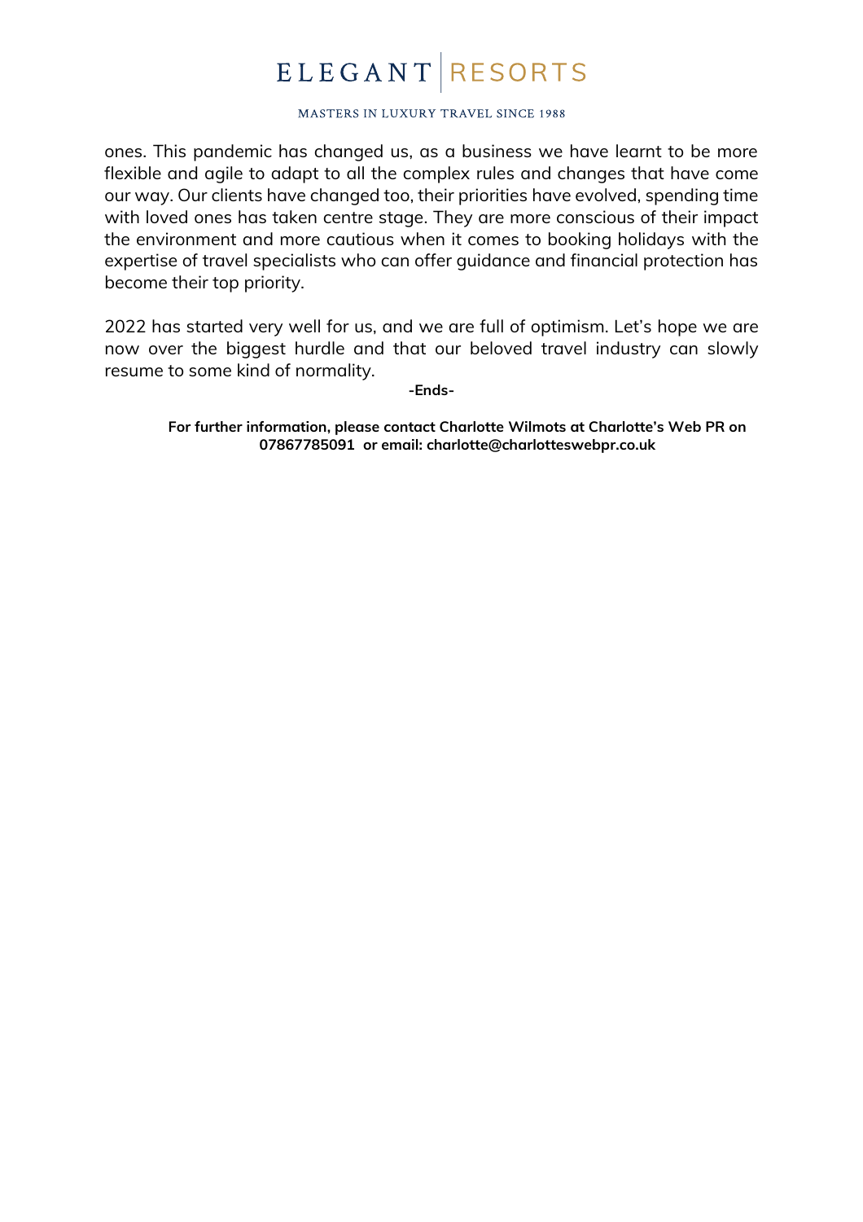ones. This pandemic has changed us, as a business we have learnt to be more flexible and agile to adapt to all the complex rules and changes that have come our way. Our clients have changed too, their priorities have evolved, spending time with loved ones has taken centre stage. They are more conscious of their impact the environment and more cautious when it comes to booking holidays with the expertise of travel specialists who can offer guidance and financial protection has become their top priority.

2022 has started very well for us, and we are full of optimism. Let's hope we are now over the biggest hurdle and that our beloved travel industry can slowly resume to some kind of normality.

**-Ends-**

**For further information, please contact Charlotte Wilmots at Charlotte's Web PR on 07867785091 or email: charlotte@charlotteswebpr.co.uk**